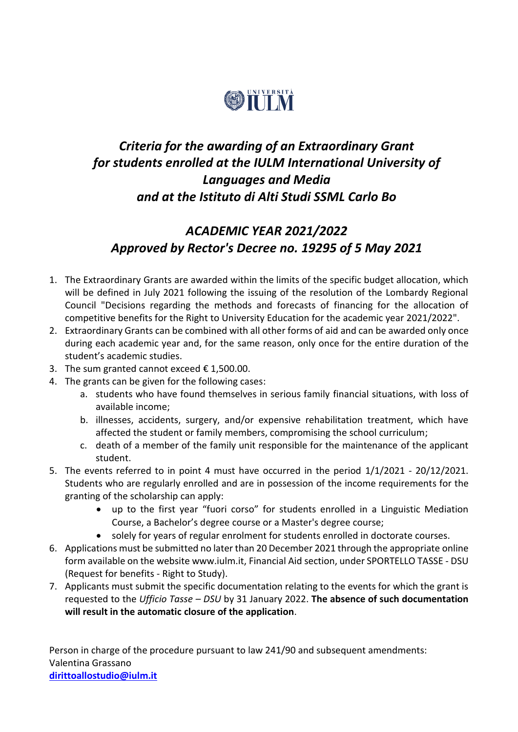# *Criteria for the awarding of an Extraordinary Grant for students enrolled at the IULM International University of Languages and Media and at the Istituto di Alti Studi SSML Carlo Bo*

## *ACADEMIC YEAR 2021/2022*
## *Approved by Rector's Decree no. 19295 of 5 May 2021*

1. The Extraordinary Grants are awarded within the limits of the specific budget allocation, which will be defined in July 2021 following the issuing of the resolution of the Lombardy Regional Council "Decisions regarding the methods and forecasts of financing for the allocation of competitive benefits for the Right to University Education for the academic year 2021/2022".
2. Extraordinary Grants can be combined with all other forms of aid and can be awarded only once during each academic year and, for the same reason, only once for the entire duration of the student's academic studies.
3. The sum granted cannot exceed € 1,500.00.
4. The grants can be given for the following cases:
   a. students who have found themselves in serious family financial situations, with loss of available income;
   b. illnesses, accidents, surgery, and/or expensive rehabilitation treatment, which have affected the student or family members, compromising the school curriculum;
   c. death of a member of the family unit responsible for the maintenance of the applicant student.
5. The events referred to in point 4 must have occurred in the period 1/1/2021 - 20/12/2021. Students who are regularly enrolled and are in possession of the income requirements for the granting of the scholarship can apply:
   - up to the first year "fuori corso" for students enrolled in a Linguistic Mediation Course, a Bachelor's degree course or a Master's degree course;
   - solely for years of regular enrolment for students enrolled in doctorate courses.
6. Applications must be submitted no later than 20 December 2021 through the appropriate online form available on the website www.iulm.it, Financial Aid section, under SPORTELLO TASSE - DSU (Request for benefits - Right to Study).
7. Applicants must submit the specific documentation relating to the events for which the grant is requested to the *Ufficio Tasse – DSU* by 31 January 2022. **The absence of such documentation will result in the automatic closure of the application**.

Person in charge of the procedure pursuant to law 241/90 and subsequent amendments:
Valentina Grassano
**dirittoallostudio@iulm.it**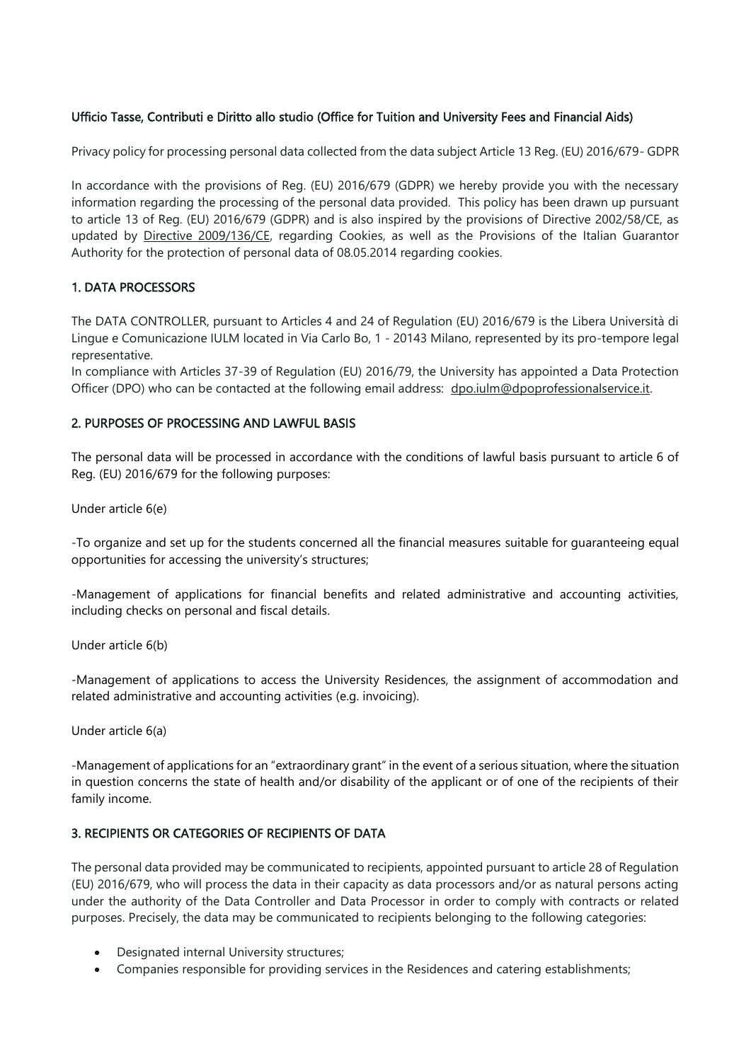Ufficio Tasse, Contributi e Diritto allo studio (Office for Tuition and University Fees and Financial Aids)

Privacy policy for processing personal data collected from the data subject Article 13 Reg. (EU) 2016/679- GDPR

In accordance with the provisions of Reg. (EU) 2016/679 (GDPR) we hereby provide you with the necessary information regarding the processing of the personal data provided. This policy has been drawn up pursuant to article 13 of Reg. (EU) 2016/679 (GDPR) and is also inspired by the provisions of Directive 2002/58/CE, as updated by Directive 2009/136/CE, regarding Cookies, as well as the Provisions of the Italian Guarantor Authority for the protection of personal data of 08.05.2014 regarding cookies.

## 1. DATA PROCESSORS

The DATA CONTROLLER, pursuant to Articles 4 and 24 of Regulation (EU) 2016/679 is the Libera Università di Lingue e Comunicazione IULM located in Via Carlo Bo, 1 - 20143 Milano, represented by its pro-tempore legal representative.
In compliance with Articles 37-39 of Regulation (EU) 2016/79, the University has appointed a Data Protection Officer (DPO) who can be contacted at the following email address: dpo.iulm@dpoprofessionalservice.it.

## 2. PURPOSES OF PROCESSING AND LAWFUL BASIS

The personal data will be processed in accordance with the conditions of lawful basis pursuant to article 6 of Reg. (EU) 2016/679 for the following purposes:

Under article 6(e)

-To organize and set up for the students concerned all the financial measures suitable for guaranteeing equal opportunities for accessing the university's structures;

-Management of applications for financial benefits and related administrative and accounting activities, including checks on personal and fiscal details.

Under article 6(b)

-Management of applications to access the University Residences, the assignment of accommodation and related administrative and accounting activities (e.g. invoicing).

Under article 6(a)

-Management of applications for an "extraordinary grant" in the event of a serious situation, where the situation in question concerns the state of health and/or disability of the applicant or of one of the recipients of their family income.

## 3. RECIPIENTS OR CATEGORIES OF RECIPIENTS OF DATA

The personal data provided may be communicated to recipients, appointed pursuant to article 28 of Regulation (EU) 2016/679, who will process the data in their capacity as data processors and/or as natural persons acting under the authority of the Data Controller and Data Processor in order to comply with contracts or related purposes. Precisely, the data may be communicated to recipients belonging to the following categories:

- Designated internal University structures;
- Companies responsible for providing services in the Residences and catering establishments;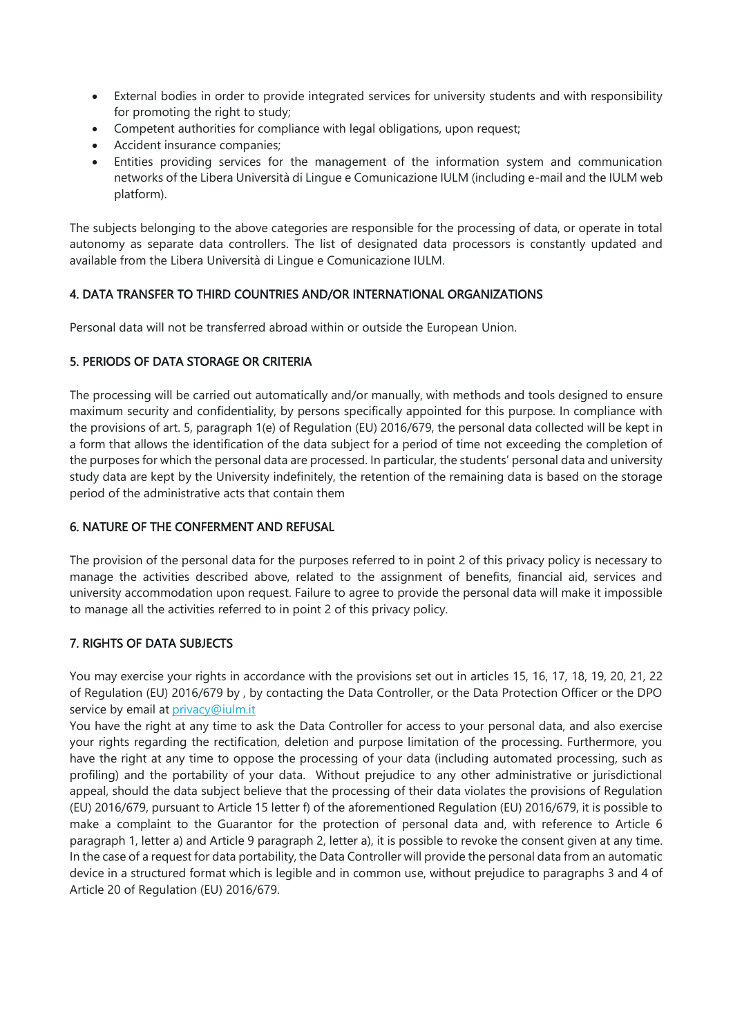- External bodies in order to provide integrated services for university students and with responsibility for promoting the right to study;
- Competent authorities for compliance with legal obligations, upon request;
- Accident insurance companies;
- Entities providing services for the management of the information system and communication networks of the Libera Università di Lingue e Comunicazione IULM (including e-mail and the IULM web platform).

The subjects belonging to the above categories are responsible for the processing of data, or operate in total autonomy as separate data controllers. The list of designated data processors is constantly updated and available from the Libera Università di Lingue e Comunicazione IULM.

## 4. DATA TRANSFER TO THIRD COUNTRIES AND/OR INTERNATIONAL ORGANIZATIONS

Personal data will not be transferred abroad within or outside the European Union.

## 5. PERIODS OF DATA STORAGE OR CRITERIA

The processing will be carried out automatically and/or manually, with methods and tools designed to ensure maximum security and confidentiality, by persons specifically appointed for this purpose. In compliance with the provisions of art. 5, paragraph 1(e) of Regulation (EU) 2016/679, the personal data collected will be kept in a form that allows the identification of the data subject for a period of time not exceeding the completion of the purposes for which the personal data are processed. In particular, the students' personal data and university study data are kept by the University indefinitely, the retention of the remaining data is based on the storage period of the administrative acts that contain them

## 6. NATURE OF THE CONFERMENT AND REFUSAL

The provision of the personal data for the purposes referred to in point 2 of this privacy policy is necessary to manage the activities described above, related to the assignment of benefits, financial aid, services and university accommodation upon request. Failure to agree to provide the personal data will make it impossible to manage all the activities referred to in point 2 of this privacy policy.

## 7. RIGHTS OF DATA SUBJECTS

You may exercise your rights in accordance with the provisions set out in articles 15, 16, 17, 18, 19, 20, 21, 22 of Regulation (EU) 2016/679 by , by contacting the Data Controller, or the Data Protection Officer or the DPO service by email at privacy@iulm.it

You have the right at any time to ask the Data Controller for access to your personal data, and also exercise your rights regarding the rectification, deletion and purpose limitation of the processing. Furthermore, you have the right at any time to oppose the processing of your data (including automated processing, such as profiling) and the portability of your data. Without prejudice to any other administrative or jurisdictional appeal, should the data subject believe that the processing of their data violates the provisions of Regulation (EU) 2016/679, pursuant to Article 15 letter f) of the aforementioned Regulation (EU) 2016/679, it is possible to make a complaint to the Guarantor for the protection of personal data and, with reference to Article 6 paragraph 1, letter a) and Article 9 paragraph 2, letter a), it is possible to revoke the consent given at any time. In the case of a request for data portability, the Data Controller will provide the personal data from an automatic device in a structured format which is legible and in common use, without prejudice to paragraphs 3 and 4 of Article 20 of Regulation (EU) 2016/679.